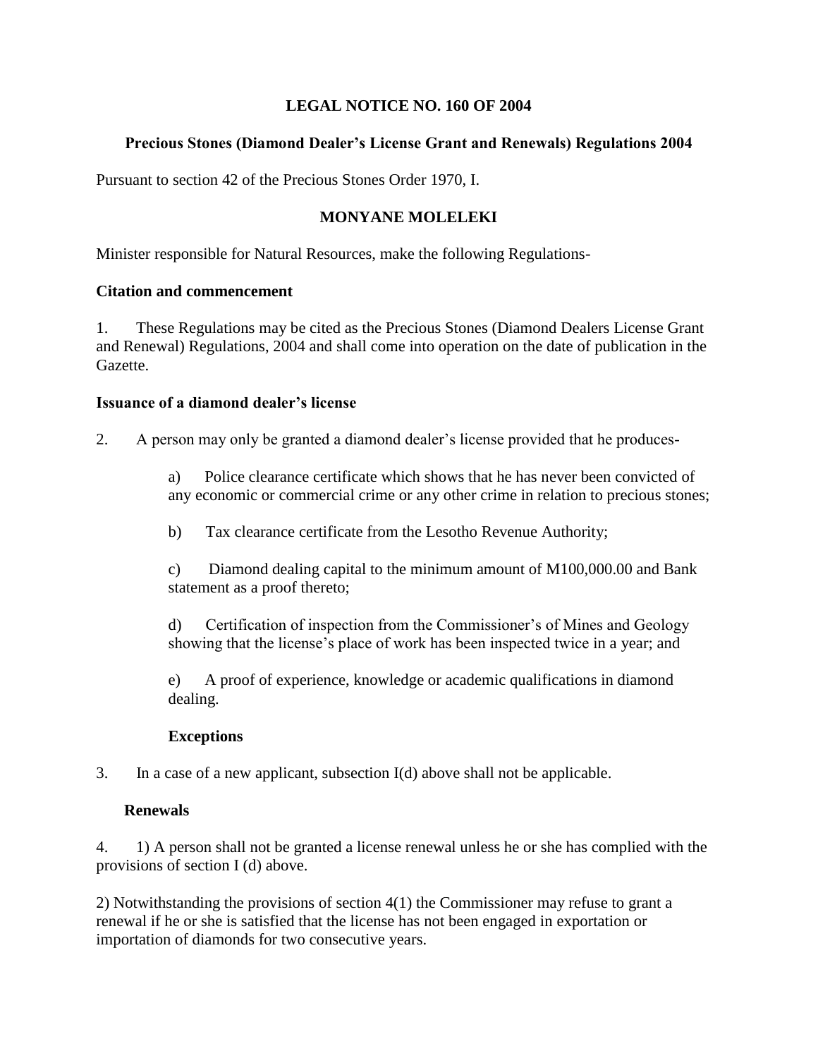# LEGAL NOTICE NO. 160 OF 2004

## Precious Stones (Diamond Dealer's License Grant and Renewals) Regulations 2004

Pursuant to section 42 of the Precious Stones Order 1970, I.

**MONYANE MOLELEKI**

Minister responsible for Natural Resources, make the following Regulations-

### Citation and commencement

1. These Regulations may be cited as the Precious Stones (Diamond Dealers License Grant and Renewal) Regulations, 2004 and shall come into operation on the date of publication in the Gazette.

### Issuance of a diamond dealer's license

2. A person may only be granted a diamond dealer's license provided that he produces-

   a) Police clearance certificate which shows that he has never been convicted of any economic or commercial crime or any other crime in relation to precious stones;

   b) Tax clearance certificate from the Lesotho Revenue Authority;

   c) Diamond dealing capital to the minimum amount of M100,000.00 and Bank statement as a proof thereto;

   d) Certification of inspection from the Commissioner's of Mines and Geology showing that the license's place of work has been inspected twice in a year; and

   e) A proof of experience, knowledge or academic qualifications in diamond dealing.

### Exceptions

3. In a case of a new applicant, subsection I(d) above shall not be applicable.

### Renewals

4. 1) A person shall not be granted a license renewal unless he or she has complied with the provisions of section I (d) above.

2) Notwithstanding the provisions of section 4(1) the Commissioner may refuse to grant a renewal if he or she is satisfied that the license has not been engaged in exportation or importation of diamonds for two consecutive years.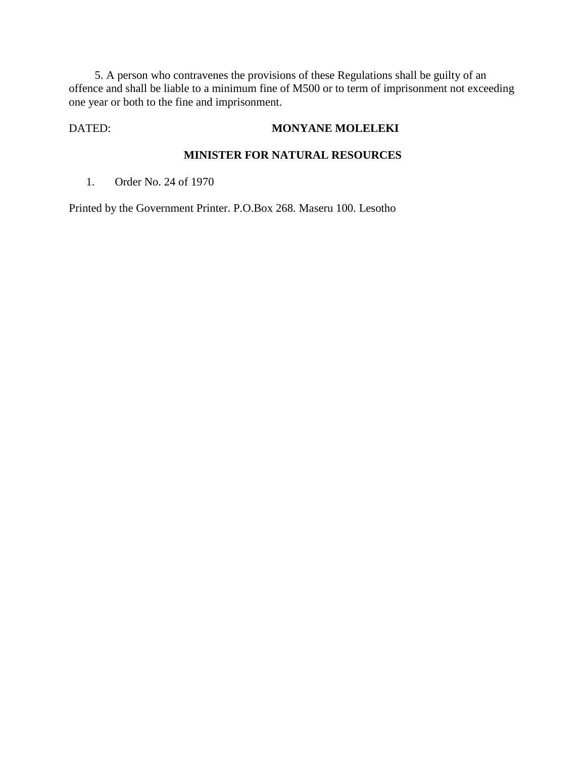5. A person who contravenes the provisions of these Regulations shall be guilty of an offence and shall be liable to a minimum fine of M500 or to term of imprisonment not exceeding one year or both to the fine and imprisonment.

DATED: **MONYANE MOLELEKI**

**MINISTER FOR NATURAL RESOURCES**

1. Order No. 24 of 1970

Printed by the Government Printer. P.O.Box 268. Maseru 100. Lesotho